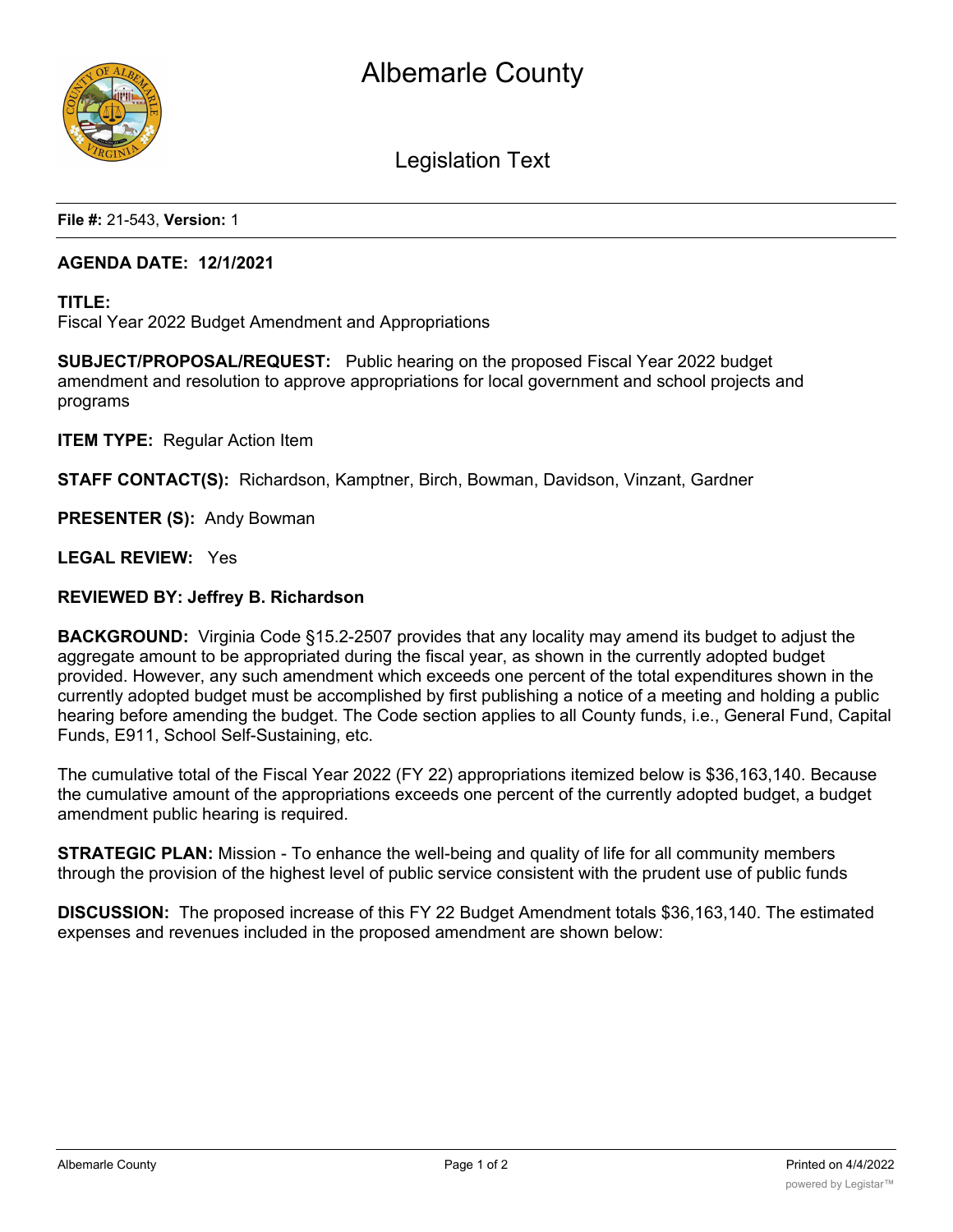# Albemarle County

Legislation Text

**File #:** 21-543, **Version:** 1

**AGENDA DATE: 12/1/2021**

**TITLE:**
Fiscal Year 2022 Budget Amendment and Appropriations

**SUBJECT/PROPOSAL/REQUEST:** Public hearing on the proposed Fiscal Year 2022 budget amendment and resolution to approve appropriations for local government and school projects and programs

**ITEM TYPE:** Regular Action Item

**STAFF CONTACT(S):** Richardson, Kamptner, Birch, Bowman, Davidson, Vinzant, Gardner

**PRESENTER (S):** Andy Bowman

**LEGAL REVIEW:** Yes

**REVIEWED BY: Jeffrey B. Richardson**

**BACKGROUND:** Virginia Code §15.2-2507 provides that any locality may amend its budget to adjust the aggregate amount to be appropriated during the fiscal year, as shown in the currently adopted budget provided. However, any such amendment which exceeds one percent of the total expenditures shown in the currently adopted budget must be accomplished by first publishing a notice of a meeting and holding a public hearing before amending the budget. The Code section applies to all County funds, i.e., General Fund, Capital Funds, E911, School Self-Sustaining, etc.

The cumulative total of the Fiscal Year 2022 (FY 22) appropriations itemized below is $36,163,140. Because the cumulative amount of the appropriations exceeds one percent of the currently adopted budget, a budget amendment public hearing is required.

**STRATEGIC PLAN:** Mission - To enhance the well-being and quality of life for all community members through the provision of the highest level of public service consistent with the prudent use of public funds

**DISCUSSION:** The proposed increase of this FY 22 Budget Amendment totals $36,163,140. The estimated expenses and revenues included in the proposed amendment are shown below: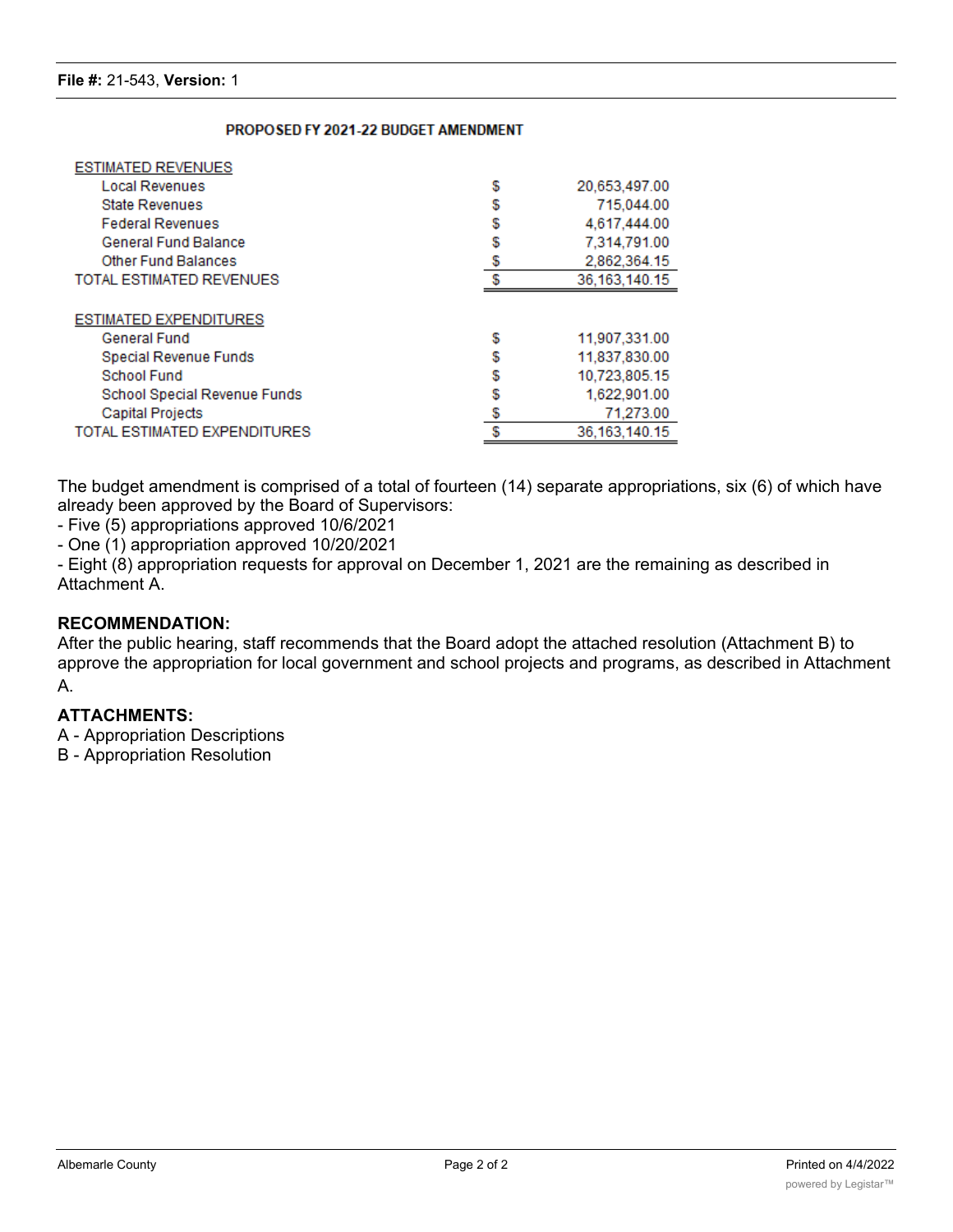**File #:** 21-543, **Version:** 1

**PROPOSED FY 2021-22 BUDGET AMENDMENT**

| | | |
|---|---|---|
| ESTIMATED REVENUES | | |
| Local Revenues | $ | 20,653,497.00 |
| State Revenues | $ | 715,044.00 |
| Federal Revenues | $ | 4,617,444.00 |
| General Fund Balance | $ | 7,314,791.00 |
| Other Fund Balances | $ | 2,862,364.15 |
| TOTAL ESTIMATED REVENUES | $ | 36,163,140.15 |
| | | |
| ESTIMATED EXPENDITURES | | |
| General Fund | $ | 11,907,331.00 |
| Special Revenue Funds | $ | 11,837,830.00 |
| School Fund | $ | 10,723,805.15 |
| School Special Revenue Funds | $ | 1,622,901.00 |
| Capital Projects | $ | 71,273.00 |
| TOTAL ESTIMATED EXPENDITURES | $ | 36,163,140.15 |

The budget amendment is comprised of a total of fourteen (14) separate appropriations, six (6) of which have already been approved by the Board of Supervisors:

- Five (5) appropriations approved 10/6/2021
- One (1) appropriation approved 10/20/2021
- Eight (8) appropriation requests for approval on December 1, 2021 are the remaining as described in Attachment A.

**RECOMMENDATION:**

After the public hearing, staff recommends that the Board adopt the attached resolution (Attachment B) to approve the appropriation for local government and school projects and programs, as described in Attachment A.

**ATTACHMENTS:**

A - Appropriation Descriptions
B - Appropriation Resolution